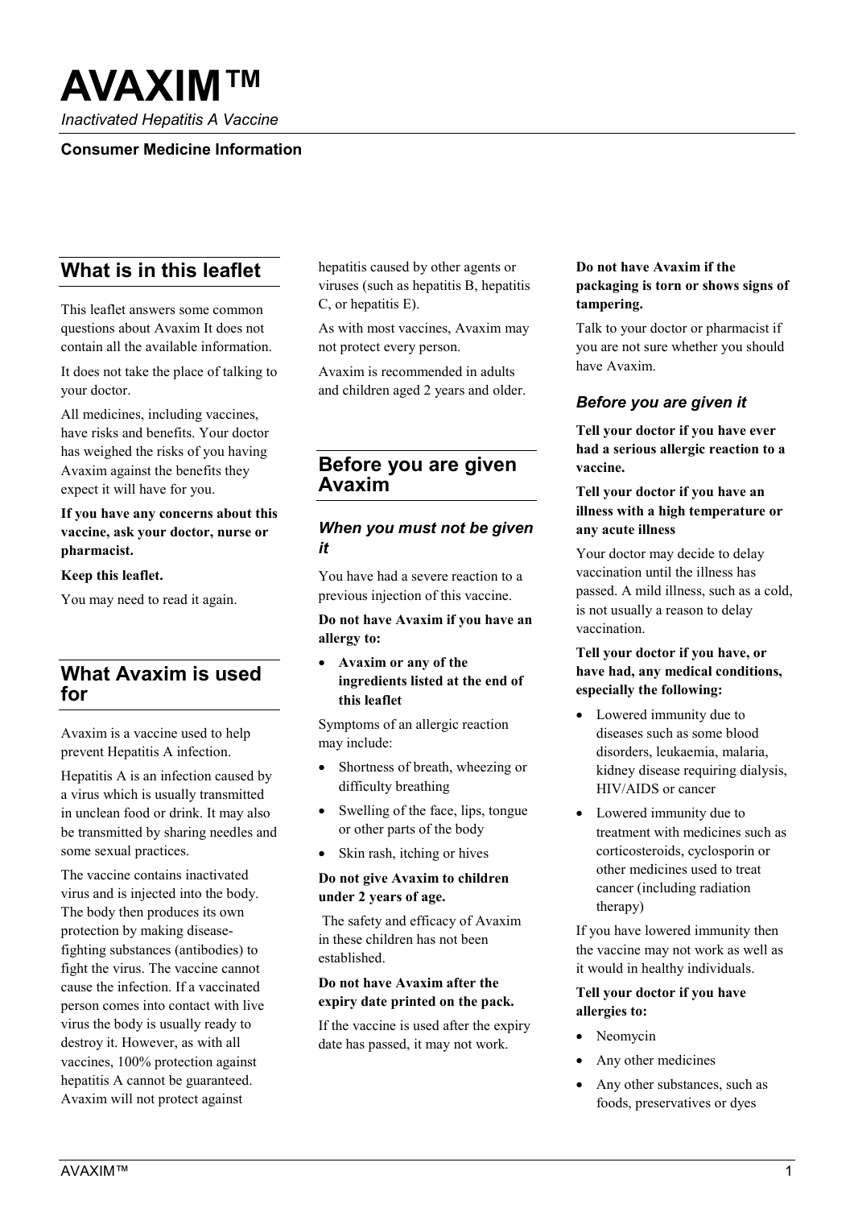# AVAXIM™

*Inactivated Hepatitis A Vaccine*

**Consumer Medicine Information**

## What is in this leaflet

This leaflet answers some common questions about Avaxim It does not contain all the available information.

It does not take the place of talking to your doctor.

All medicines, including vaccines, have risks and benefits. Your doctor has weighed the risks of you having Avaxim against the benefits they expect it will have for you.

**If you have any concerns about this vaccine, ask your doctor, nurse or pharmacist.**

**Keep this leaflet.**

You may need to read it again.

## What Avaxim is used for

Avaxim is a vaccine used to help prevent Hepatitis A infection.

Hepatitis A is an infection caused by a virus which is usually transmitted in unclean food or drink. It may also be transmitted by sharing needles and some sexual practices.

The vaccine contains inactivated virus and is injected into the body. The body then produces its own protection by making disease-fighting substances (antibodies) to fight the virus. The vaccine cannot cause the infection. If a vaccinated person comes into contact with live virus the body is usually ready to destroy it. However, as with all vaccines, 100% protection against hepatitis A cannot be guaranteed. Avaxim will not protect against hepatitis caused by other agents or viruses (such as hepatitis B, hepatitis C, or hepatitis E).

As with most vaccines, Avaxim may not protect every person.

Avaxim is recommended in adults and children aged 2 years and older.

## Before you are given Avaxim

### *When you must not be given it*

You have had a severe reaction to a previous injection of this vaccine.

**Do not have Avaxim if you have an allergy to:**

- **Avaxim or any of the ingredients listed at the end of this leaflet**

Symptoms of an allergic reaction may include:

- Shortness of breath, wheezing or difficulty breathing
- Swelling of the face, lips, tongue or other parts of the body
- Skin rash, itching or hives

**Do not give Avaxim to children under 2 years of age.**

The safety and efficacy of Avaxim in these children has not been established.

**Do not have Avaxim after the expiry date printed on the pack.**

If the vaccine is used after the expiry date has passed, it may not work.

**Do not have Avaxim if the packaging is torn or shows signs of tampering.**

Talk to your doctor or pharmacist if you are not sure whether you should have Avaxim.

### *Before you are given it*

**Tell your doctor if you have ever had a serious allergic reaction to a vaccine.**

**Tell your doctor if you have an illness with a high temperature or any acute illness**

Your doctor may decide to delay vaccination until the illness has passed. A mild illness, such as a cold, is not usually a reason to delay vaccination.

**Tell your doctor if you have, or have had, any medical conditions, especially the following:**

- Lowered immunity due to diseases such as some blood disorders, leukaemia, malaria, kidney disease requiring dialysis, HIV/AIDS or cancer
- Lowered immunity due to treatment with medicines such as corticosteroids, cyclosporin or other medicines used to treat cancer (including radiation therapy)

If you have lowered immunity then the vaccine may not work as well as it would in healthy individuals.

**Tell your doctor if you have allergies to:**

- Neomycin
- Any other medicines
- Any other substances, such as foods, preservatives or dyes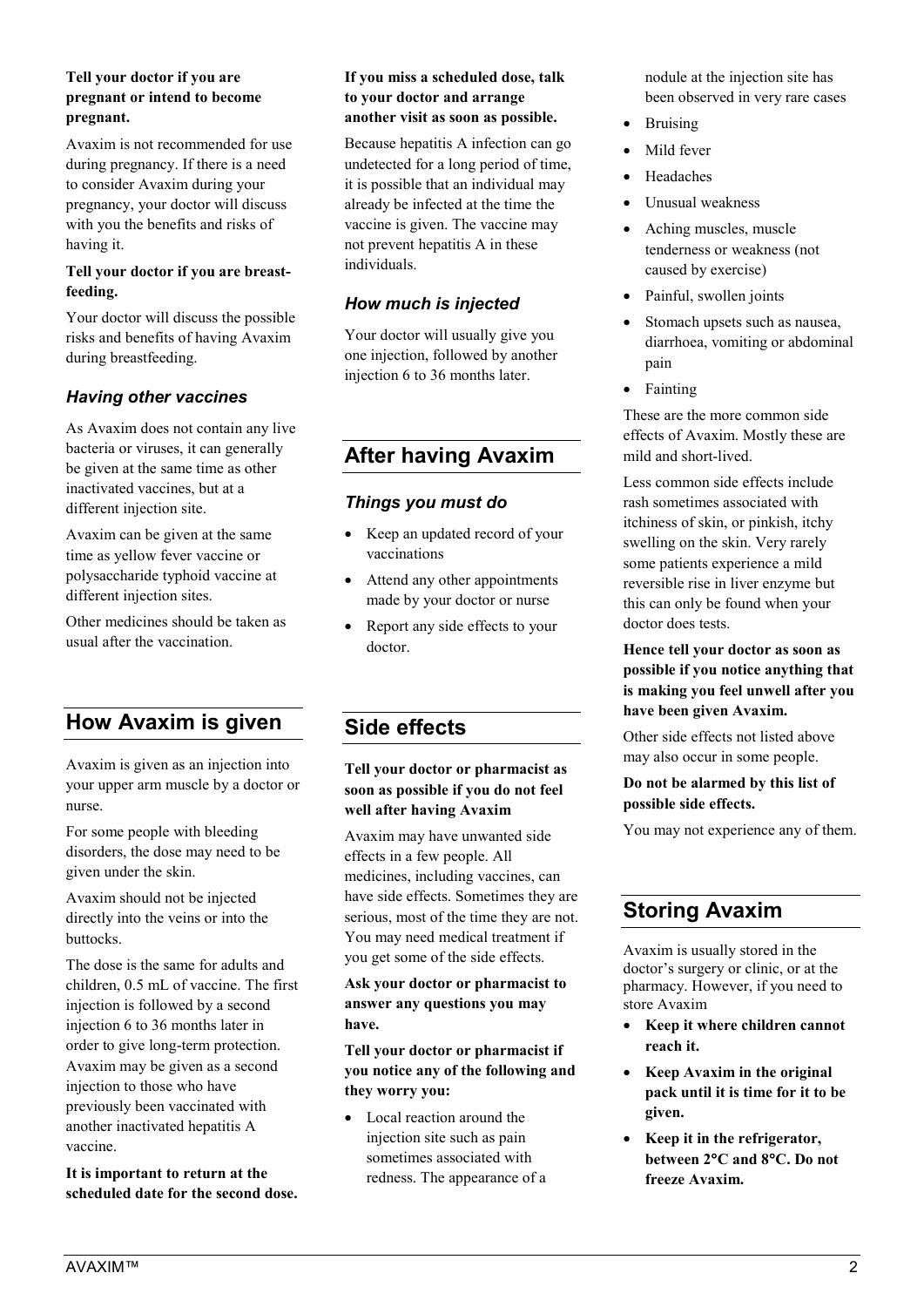**Tell your doctor if you are pregnant or intend to become pregnant.**

Avaxim is not recommended for use during pregnancy. If there is a need to consider Avaxim during your pregnancy, your doctor will discuss with you the benefits and risks of having it.

**Tell your doctor if you are breast-feeding.**

Your doctor will discuss the possible risks and benefits of having Avaxim during breastfeeding.

### *Having other vaccines*

As Avaxim does not contain any live bacteria or viruses, it can generally be given at the same time as other inactivated vaccines, but at a different injection site.

Avaxim can be given at the same time as yellow fever vaccine or polysaccharide typhoid vaccine at different injection sites.

Other medicines should be taken as usual after the vaccination.

## How Avaxim is given

Avaxim is given as an injection into your upper arm muscle by a doctor or nurse.

For some people with bleeding disorders, the dose may need to be given under the skin.

Avaxim should not be injected directly into the veins or into the buttocks.

The dose is the same for adults and children, 0.5 mL of vaccine. The first injection is followed by a second injection 6 to 36 months later in order to give long-term protection. Avaxim may be given as a second injection to those who have previously been vaccinated with another inactivated hepatitis A vaccine.

**It is important to return at the scheduled date for the second dose.**

**If you miss a scheduled dose, talk to your doctor and arrange another visit as soon as possible.**

Because hepatitis A infection can go undetected for a long period of time, it is possible that an individual may already be infected at the time the vaccine is given. The vaccine may not prevent hepatitis A in these individuals.

### *How much is injected*

Your doctor will usually give you one injection, followed by another injection 6 to 36 months later.

## After having Avaxim

### *Things you must do*

- Keep an updated record of your vaccinations
- Attend any other appointments made by your doctor or nurse
- Report any side effects to your doctor.

## Side effects

**Tell your doctor or pharmacist as soon as possible if you do not feel well after having Avaxim**

Avaxim may have unwanted side effects in a few people. All medicines, including vaccines, can have side effects. Sometimes they are serious, most of the time they are not. You may need medical treatment if you get some of the side effects.

**Ask your doctor or pharmacist to answer any questions you may have.**

**Tell your doctor or pharmacist if you notice any of the following and they worry you:**

- Local reaction around the injection site such as pain sometimes associated with redness. The appearance of a nodule at the injection site has been observed in very rare cases
- Bruising
- Mild fever
- Headaches
- Unusual weakness
- Aching muscles, muscle tenderness or weakness (not caused by exercise)
- Painful, swollen joints
- Stomach upsets such as nausea, diarrhoea, vomiting or abdominal pain
- Fainting

These are the more common side effects of Avaxim. Mostly these are mild and short-lived.

Less common side effects include rash sometimes associated with itchiness of skin, or pinkish, itchy swelling on the skin. Very rarely some patients experience a mild reversible rise in liver enzyme but this can only be found when your doctor does tests.

**Hence tell your doctor as soon as possible if you notice anything that is making you feel unwell after you have been given Avaxim.**

Other side effects not listed above may also occur in some people.

**Do not be alarmed by this list of possible side effects.**

You may not experience any of them.

## Storing Avaxim

Avaxim is usually stored in the doctor's surgery or clinic, or at the pharmacy. However, if you need to store Avaxim

- **Keep it where children cannot reach it.**
- **Keep Avaxim in the original pack until it is time for it to be given.**
- **Keep it in the refrigerator, between 2°C and 8°C. Do not freeze Avaxim.**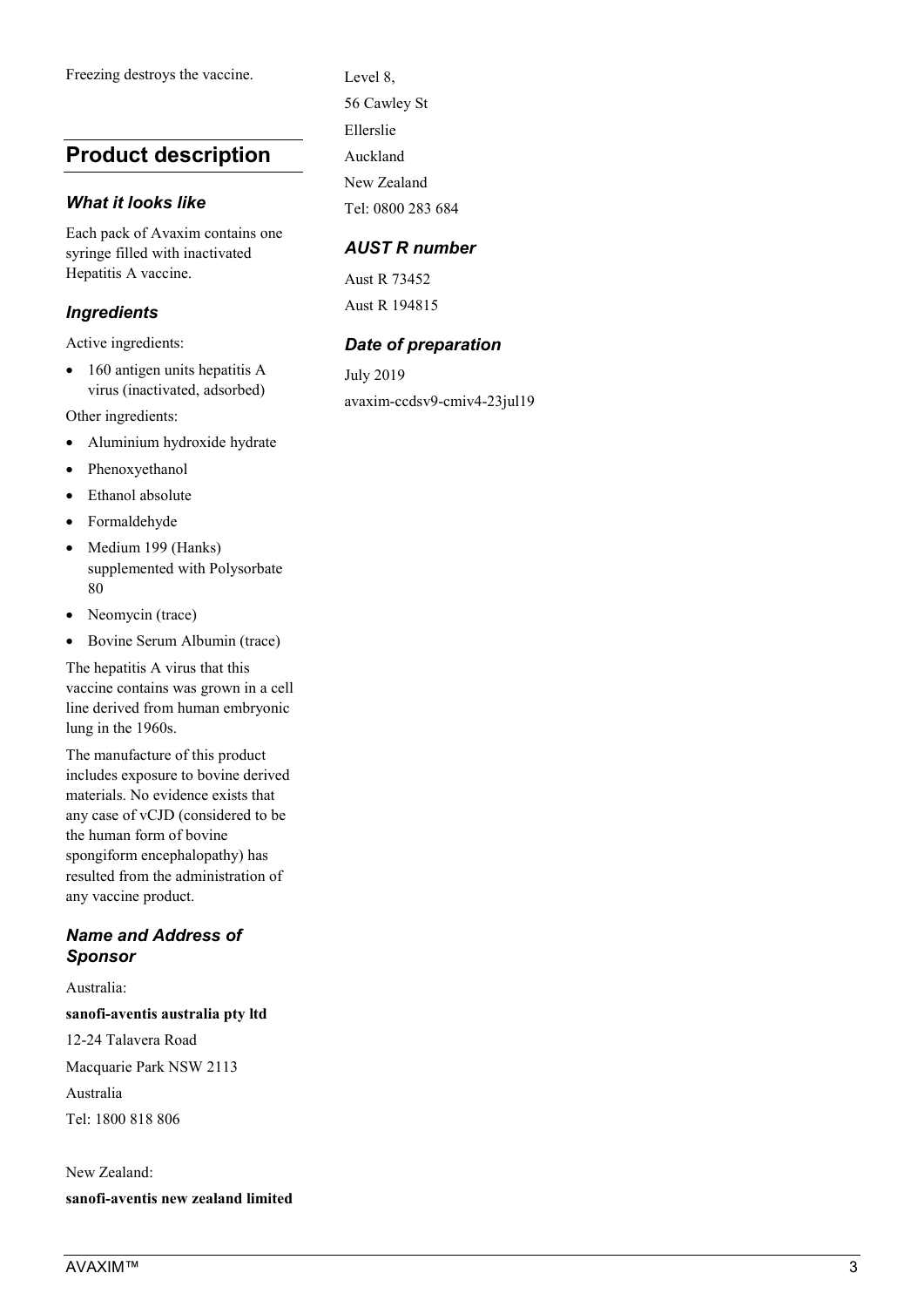Freezing destroys the vaccine.

## Product description

### What it looks like

Each pack of Avaxim contains one syringe filled with inactivated Hepatitis A vaccine.

### Ingredients

Active ingredients:

- 160 antigen units hepatitis A virus (inactivated, adsorbed)

Other ingredients:

- Aluminium hydroxide hydrate
- Phenoxyethanol
- Ethanol absolute
- Formaldehyde
- Medium 199 (Hanks) supplemented with Polysorbate 80
- Neomycin (trace)
- Bovine Serum Albumin (trace)

The hepatitis A virus that this vaccine contains was grown in a cell line derived from human embryonic lung in the 1960s.

The manufacture of this product includes exposure to bovine derived materials. No evidence exists that any case of vCJD (considered to be the human form of bovine spongiform encephalopathy) has resulted from the administration of any vaccine product.

### Name and Address of Sponsor

Australia:

**sanofi-aventis australia pty ltd**

12-24 Talavera Road

Macquarie Park NSW 2113

Australia

Tel: 1800 818 806

New Zealand:

**sanofi-aventis new zealand limited**

Level 8,

56 Cawley St

Ellerslie

Auckland

New Zealand

Tel: 0800 283 684

### AUST R number

Aust R 73452

Aust R 194815

### Date of preparation

July 2019

avaxim-ccdsv9-cmiv4-23jul19